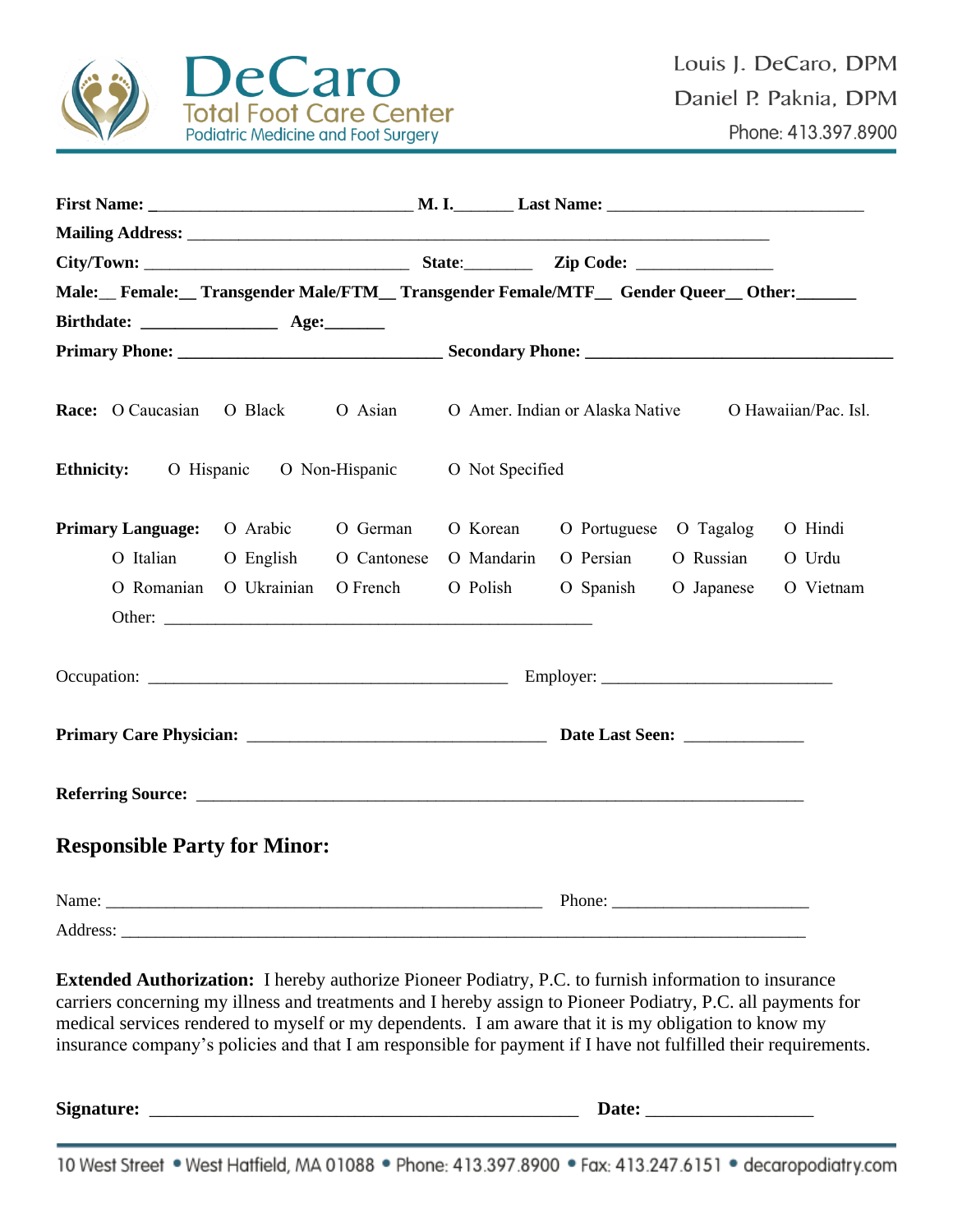# DeCaro

**Total Foot Care Center**

Podiatric Medicine and Foot Surgery

Louis J. DeCaro, DPM
Daniel P. Paknia, DPM
Phone: 413.397.8900

**First Name:** ______________________________ **M. I.**______ **Last Name:** ______________________________

**Mailing Address:** ____________________________________________________________________

**City/Town:** ______________________________ **State**:________ **Zip Code:** _______________

**Male:**__ **Female:**__ **Transgender Male/FTM**__ **Transgender Female/MTF**__ **Gender Queer**__ **Other:**______

**Birthdate:** _______________ **Age:**______

**Primary Phone:** ______________________________ **Secondary Phone:** ___________________________________

**Race:** O Caucasian O Black O Asian O Amer. Indian or Alaska Native O Hawaiian/Pac. Isl.

**Ethnicity:** O Hispanic O Non-Hispanic O Not Specified

**Primary Language:** O Arabic O German O Korean O Portuguese O Tagalog O Hindi
O Italian O English O Cantonese O Mandarin O Persian O Russian O Urdu
O Romanian O Ukrainian O French O Polish O Spanish O Japanese O Vietnam
Other: __________________________________________________

Occupation: __________________________________________ Employer: __________________________

**Primary Care Physician:** __________________________________ **Date Last Seen:** _____________

**Referring Source:** _______________________________________________________________________

## Responsible Party for Minor:

Name: ___________________________________________________ Phone: ______________________

Address: _______________________________________________________________________________

**Extended Authorization:** I hereby authorize Pioneer Podiatry, P.C. to furnish information to insurance carriers concerning my illness and treatments and I hereby assign to Pioneer Podiatry, P.C. all payments for medical services rendered to myself or my dependents. I am aware that it is my obligation to know my insurance company's policies and that I am responsible for payment if I have not fulfilled their requirements.

**Signature:** ________________________________________________ **Date:** __________________

10 West Street • West Hatfield, MA 01088 • Phone: 413.397.8900 • Fax: 413.247.6151 • decaropodiatry.com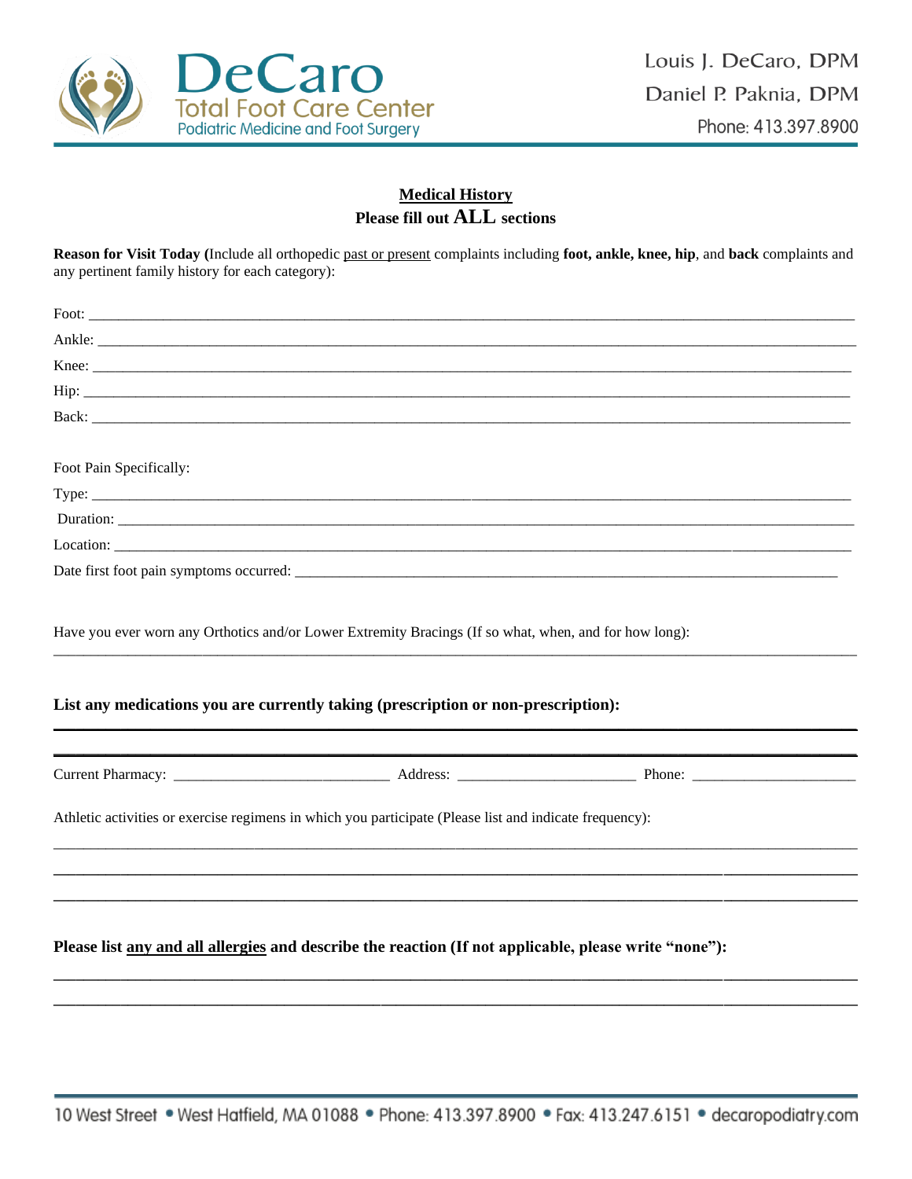DeCaro
Total Foot Care Center
Podiatric Medicine and Foot Surgery

Louis J. DeCaro, DPM
Daniel P. Paknia, DPM
Phone: 413.397.8900

## Medical History

**Please fill out ALL sections**

**Reason for Visit Today (**Include all orthopedic past or present complaints including **foot, ankle, knee, hip**, and **back** complaints and any pertinent family history for each category):

Foot: ____________________________________________

Ankle: ____________________________________________

Knee: ____________________________________________

Hip: ____________________________________________

Back: ____________________________________________

Foot Pain Specifically:

Type: ____________________________________________

Duration: ____________________________________________

Location: ____________________________________________

Date first foot pain symptoms occurred: ____________________________________________

Have you ever worn any Orthotics and/or Lower Extremity Bracings (If so what, when, and for how long):

____________________________________________

**List any medications you are currently taking (prescription or non-prescription):**

____________________________________________

____________________________________________

Current Pharmacy: ______________________ Address: ______________________ Phone: ______________________

Athletic activities or exercise regimens in which you participate (Please list and indicate frequency):

____________________________________________

____________________________________________

____________________________________________

**Please list any and all allergies and describe the reaction (If not applicable, please write "none"):**

____________________________________________

____________________________________________

10 West Street • West Hatfield, MA 01088 • Phone: 413.397.8900 • Fax: 413.247.6151 • decaropodiatry.com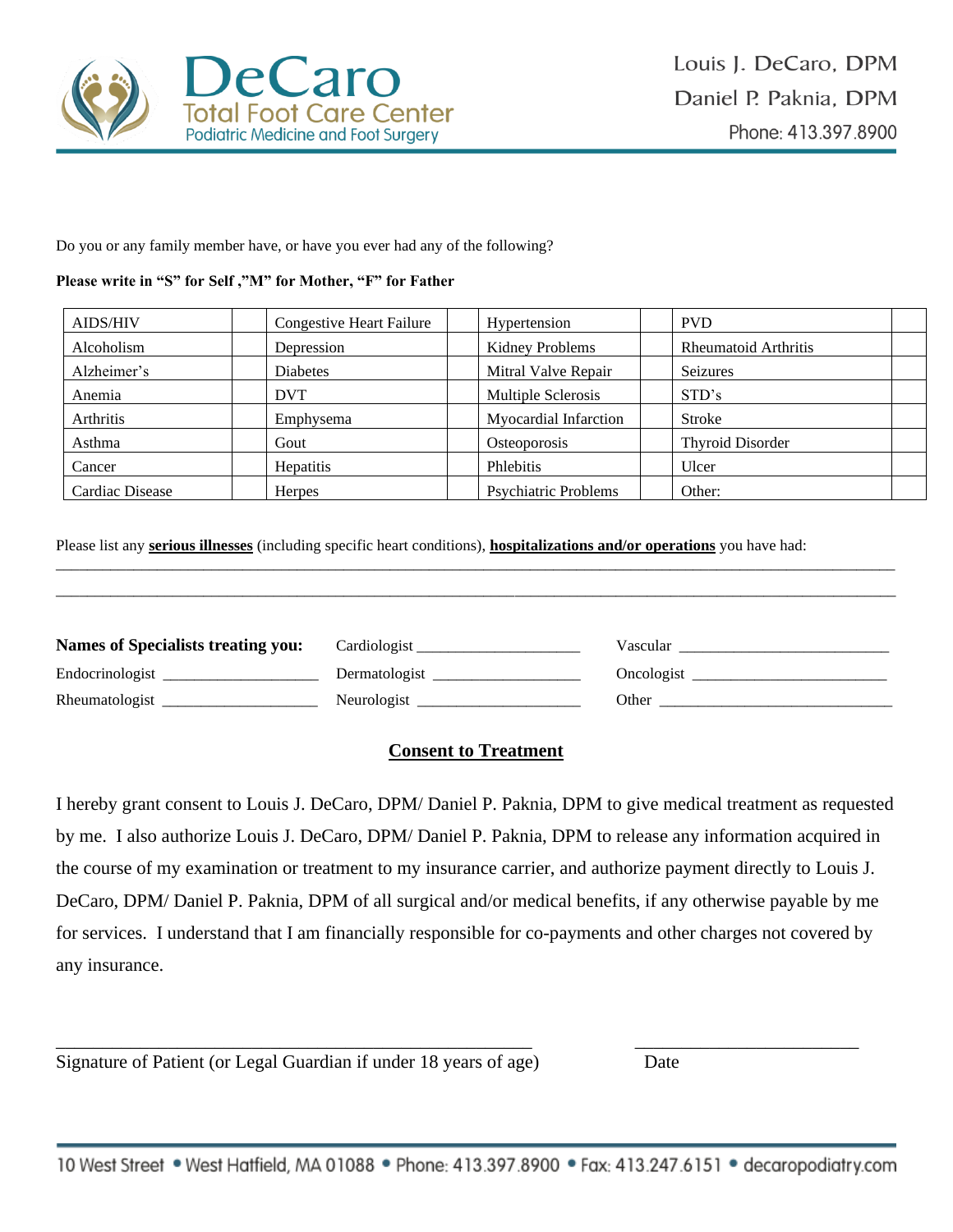Do you or any family member have, or have you ever had any of the following?

**Please write in "S" for Self ,"M" for Mother, "F" for Father**

| AIDS/HIV | | Congestive Heart Failure | | Hypertension | | PVD | |
|---|---|---|---|---|---|---|---|
| Alcoholism | | Depression | | Kidney Problems | | Rheumatoid Arthritis | |
| Alzheimer's | | Diabetes | | Mitral Valve Repair | | Seizures | |
| Anemia | | DVT | | Multiple Sclerosis | | STD's | |
| Arthritis | | Emphysema | | Myocardial Infarction | | Stroke | |
| Asthma | | Gout | | Osteoporosis | | Thyroid Disorder | |
| Cancer | | Hepatitis | | Phlebitis | | Ulcer | |
| Cardiac Disease | | Herpes | | Psychiatric Problems | | Other: | |

Please list any **serious illnesses** (including specific heart conditions), **hospitalizations and/or operations** you have had:
_______________________________________________________________________________________________
_______________________________________________________________________________________________

**Names of Specialists treating you:** Cardiologist ____________________ Vascular __________________________

Endocrinologist ___________________ Dermatologist __________________ Oncologist ________________________

Rheumatologist ___________________ Neurologist ____________________ Other _____________________________

## Consent to Treatment

I hereby grant consent to Louis J. DeCaro, DPM/ Daniel P. Paknia, DPM to give medical treatment as requested by me. I also authorize Louis J. DeCaro, DPM/ Daniel P. Paknia, DPM to release any information acquired in the course of my examination or treatment to my insurance carrier, and authorize payment directly to Louis J. DeCaro, DPM/ Daniel P. Paknia, DPM of all surgical and/or medical benefits, if any otherwise payable by me for services. I understand that I am financially responsible for co-payments and other charges not covered by any insurance.

_______________________________________________ _________________________

Signature of Patient (or Legal Guardian if under 18 years of age) Date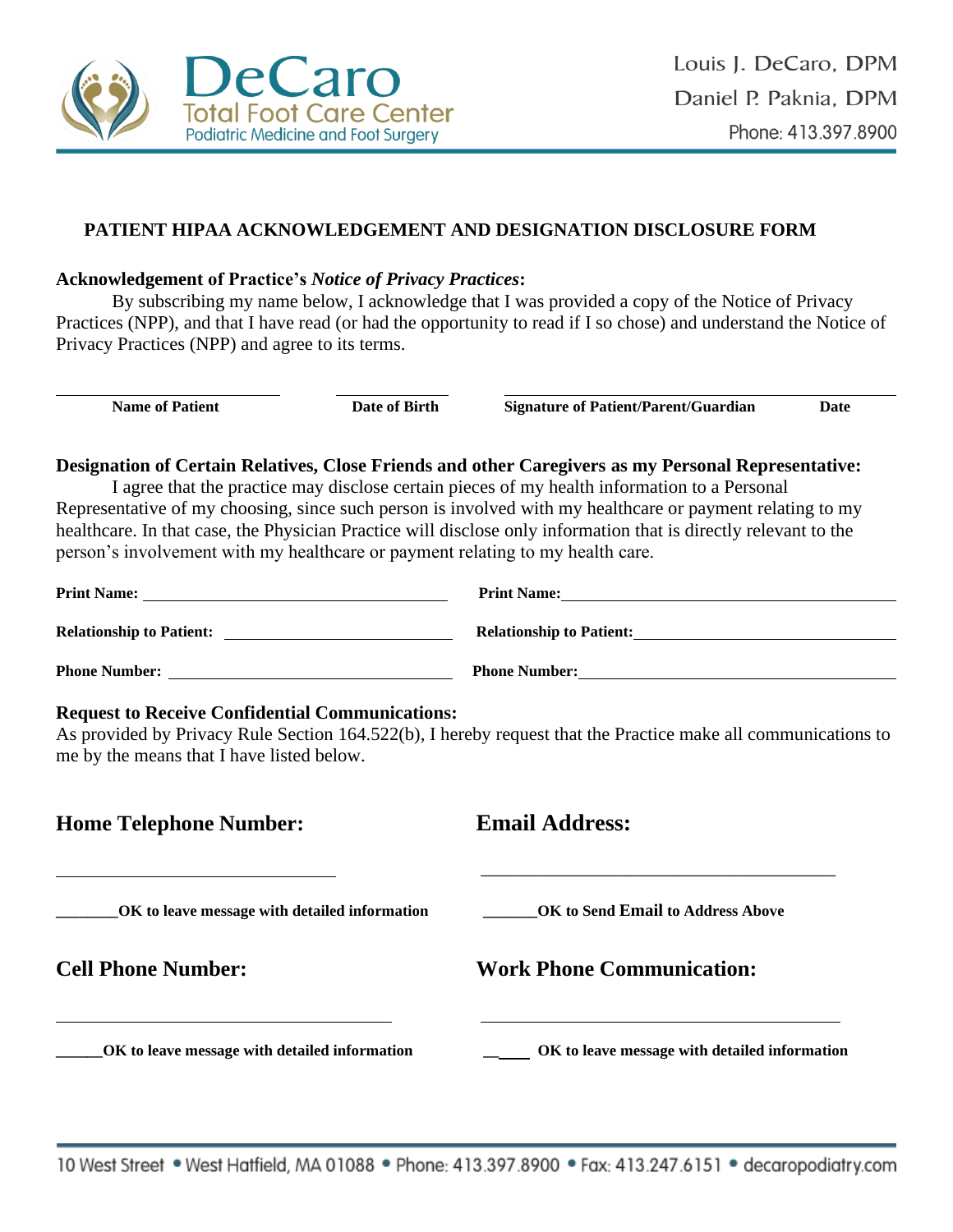DeCaro
Total Foot Care Center
Podiatric Medicine and Foot Surgery

Louis J. DeCaro, DPM
Daniel P. Paknia, DPM
Phone: 413.397.8900

## PATIENT HIPAA ACKNOWLEDGEMENT AND DESIGNATION DISCLOSURE FORM

**Acknowledgement of Practice's *Notice of Privacy Practices*:**

By subscribing my name below, I acknowledge that I was provided a copy of the Notice of Privacy Practices (NPP), and that I have read (or had the opportunity to read if I so chose) and understand the Notice of Privacy Practices (NPP) and agree to its terms.

| ______________________ | ____________ | ______________________________ | |
|---|---|---|---|
| **Name of Patient** | **Date of Birth** | **Signature of Patient/Parent/Guardian** | **Date** |

**Designation of Certain Relatives, Close Friends and other Caregivers as my Personal Representative:**

I agree that the practice may disclose certain pieces of my health information to a Personal Representative of my choosing, since such person is involved with my healthcare or payment relating to my healthcare. In that case, the Physician Practice will disclose only information that is directly relevant to the person's involvement with my healthcare or payment relating to my health care.

**Print Name:** ______________________________ **Print Name:** ______________________________

**Relationship to Patient:** ______________________ **Relationship to Patient:** ______________________

**Phone Number:** ____________________________ **Phone Number:** ____________________________

**Request to Receive Confidential Communications:**

As provided by Privacy Rule Section 164.522(b), I hereby request that the Practice make all communications to me by the means that I have listed below.

### Home Telephone Number:

___________________________

**_______OK to leave message with detailed information**

### Email Address:

___________________________________

**______OK to Send Email to Address Above**

### Cell Phone Number:

___________________________________

**______OK to leave message with detailed information**

### Work Phone Communication:

___________________________________

**______ OK to leave message with detailed information**

10 West Street • West Hatfield, MA 01088 • Phone: 413.397.8900 • Fax: 413.247.6151 • decaropodiatry.com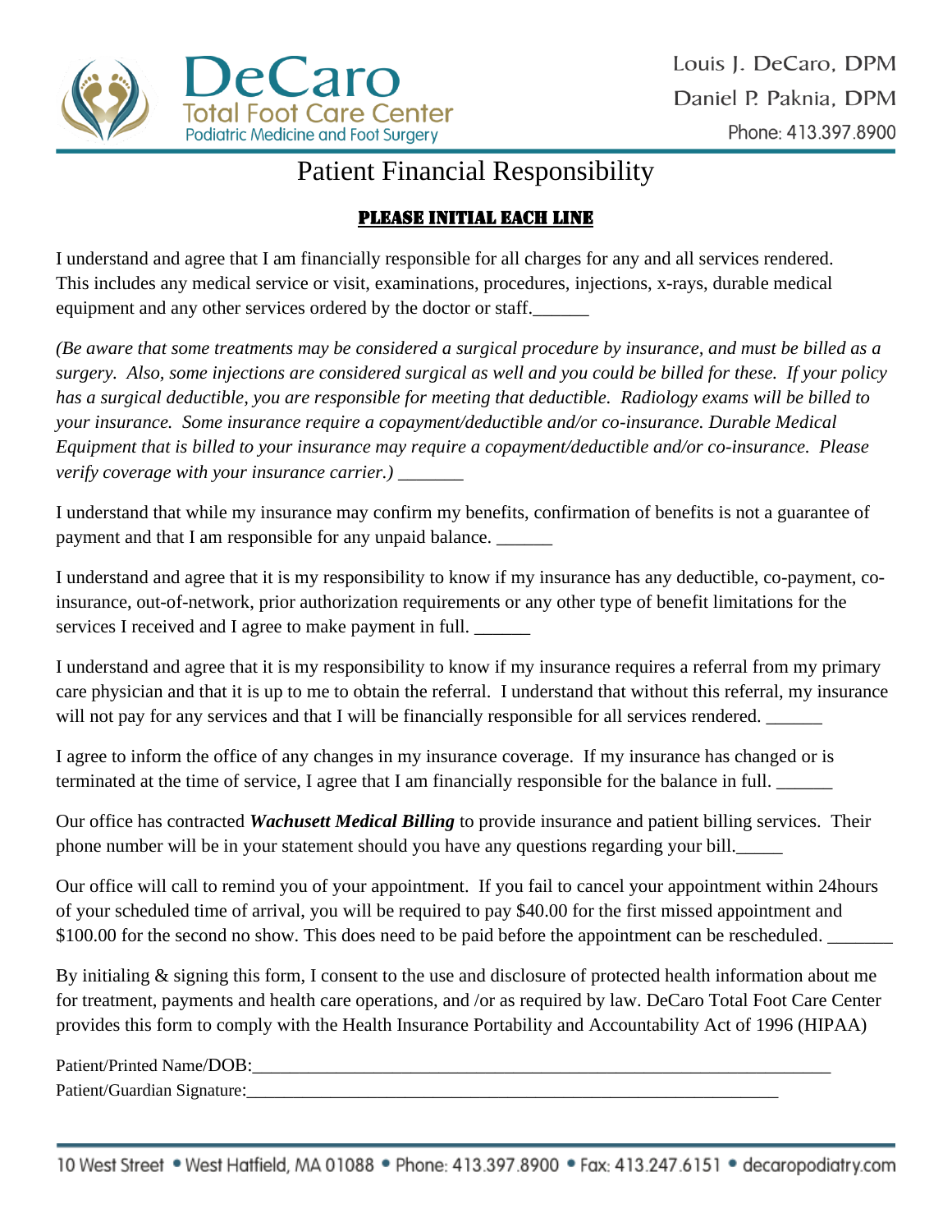DeCaro Total Foot Care Center
Podiatric Medicine and Foot Surgery

Louis J. DeCaro, DPM
Daniel P. Paknia, DPM
Phone: 413.397.8900

# Patient Financial Responsibility

**PLEASE INITIAL EACH LINE**

I understand and agree that I am financially responsible for all charges for any and all services rendered. This includes any medical service or visit, examinations, procedures, injections, x-rays, durable medical equipment and any other services ordered by the doctor or staff.______

*(Be aware that some treatments may be considered a surgical procedure by insurance, and must be billed as a surgery. Also, some injections are considered surgical as well and you could be billed for these. If your policy has a surgical deductible, you are responsible for meeting that deductible. Radiology exams will be billed to your insurance. Some insurance require a copayment/deductible and/or co-insurance. Durable Medical Equipment that is billed to your insurance may require a copayment/deductible and/or co-insurance. Please verify coverage with your insurance carrier.)* _______

I understand that while my insurance may confirm my benefits, confirmation of benefits is not a guarantee of payment and that I am responsible for any unpaid balance. ______

I understand and agree that it is my responsibility to know if my insurance has any deductible, co-payment, co-insurance, out-of-network, prior authorization requirements or any other type of benefit limitations for the services I received and I agree to make payment in full. ______

I understand and agree that it is my responsibility to know if my insurance requires a referral from my primary care physician and that it is up to me to obtain the referral. I understand that without this referral, my insurance will not pay for any services and that I will be financially responsible for all services rendered. ______

I agree to inform the office of any changes in my insurance coverage. If my insurance has changed or is terminated at the time of service, I agree that I am financially responsible for the balance in full. ______

Our office has contracted ***Wachusett Medical Billing*** to provide insurance and patient billing services. Their phone number will be in your statement should you have any questions regarding your bill._____

Our office will call to remind you of your appointment. If you fail to cancel your appointment within 24hours of your scheduled time of arrival, you will be required to pay $40.00 for the first missed appointment and $100.00 for the second no show. This does need to be paid before the appointment can be rescheduled. _______

By initialing & signing this form, I consent to the use and disclosure of protected health information about me for treatment, payments and health care operations, and /or as required by law. DeCaro Total Foot Care Center provides this form to comply with the Health Insurance Portability and Accountability Act of 1996 (HIPAA)

Patient/Printed Name/DOB:____________________________________________________________________

Patient/Guardian Signature:______________________________________________________________

10 West Street • West Hatfield, MA 01088 • Phone: 413.397.8900 • Fax: 413.247.6151 • decaropodiatry.com